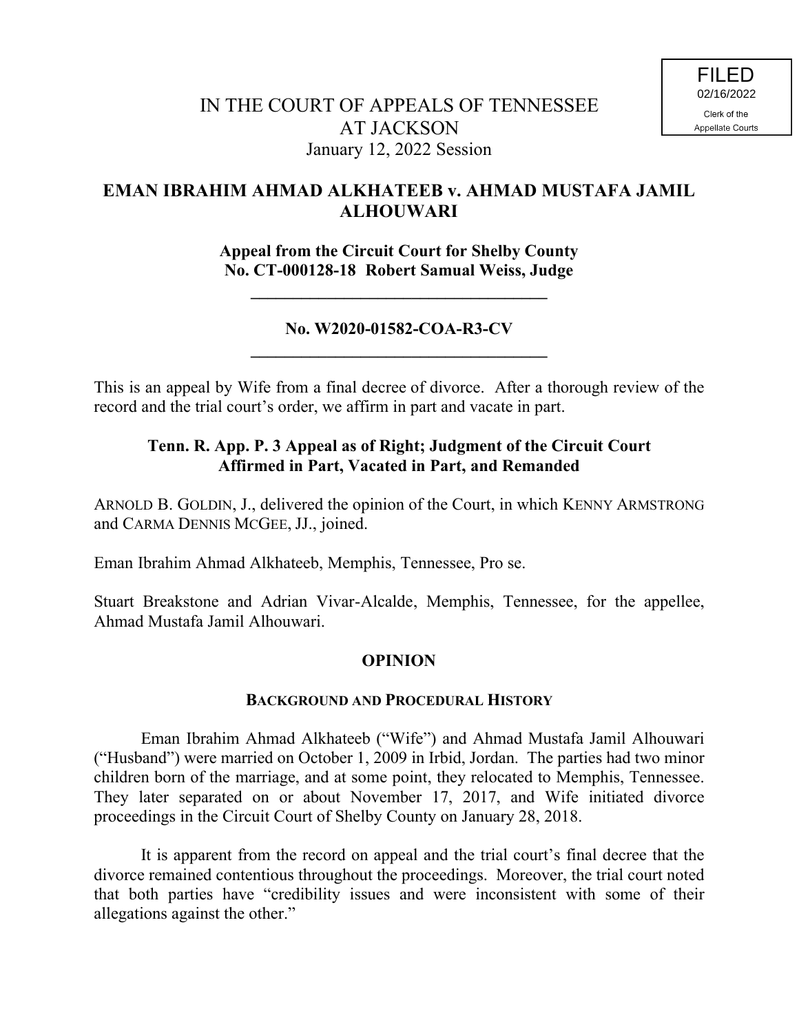FILED
02/16/2022
Clerk of the
Appellate Courts

IN THE COURT OF APPEALS OF TENNESSEE
AT JACKSON
January 12, 2022 Session

## EMAN IBRAHIM AHMAD ALKHATEEB v. AHMAD MUSTAFA JAMIL ALHOUWARI

**Appeal from the Circuit Court for Shelby County**
**No. CT-000128-18 Robert Samual Weiss, Judge**

---

**No. W2020-01582-COA-R3-CV**

---

This is an appeal by Wife from a final decree of divorce. After a thorough review of the record and the trial court's order, we affirm in part and vacate in part.

**Tenn. R. App. P. 3 Appeal as of Right; Judgment of the Circuit Court Affirmed in Part, Vacated in Part, and Remanded**

ARNOLD B. GOLDIN, J., delivered the opinion of the Court, in which KENNY ARMSTRONG and CARMA DENNIS MCGEE, JJ., joined.

Eman Ibrahim Ahmad Alkhateeb, Memphis, Tennessee, Pro se.

Stuart Breakstone and Adrian Vivar-Alcalde, Memphis, Tennessee, for the appellee, Ahmad Mustafa Jamil Alhouwari.

## OPINION

### BACKGROUND AND PROCEDURAL HISTORY

Eman Ibrahim Ahmad Alkhateeb ("Wife") and Ahmad Mustafa Jamil Alhouwari ("Husband") were married on October 1, 2009 in Irbid, Jordan. The parties had two minor children born of the marriage, and at some point, they relocated to Memphis, Tennessee. They later separated on or about November 17, 2017, and Wife initiated divorce proceedings in the Circuit Court of Shelby County on January 28, 2018.

It is apparent from the record on appeal and the trial court's final decree that the divorce remained contentious throughout the proceedings. Moreover, the trial court noted that both parties have "credibility issues and were inconsistent with some of their allegations against the other."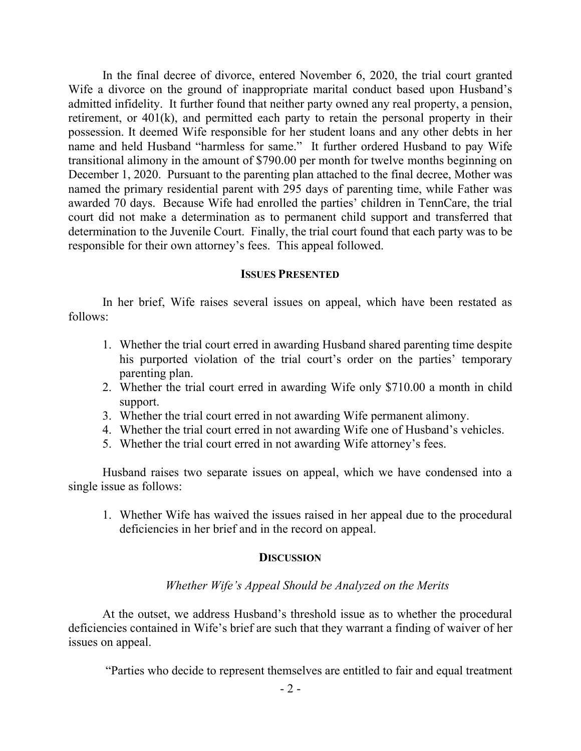In the final decree of divorce, entered November 6, 2020, the trial court granted Wife a divorce on the ground of inappropriate marital conduct based upon Husband's admitted infidelity. It further found that neither party owned any real property, a pension, retirement, or 401(k), and permitted each party to retain the personal property in their possession. It deemed Wife responsible for her student loans and any other debts in her name and held Husband "harmless for same." It further ordered Husband to pay Wife transitional alimony in the amount of $790.00 per month for twelve months beginning on December 1, 2020. Pursuant to the parenting plan attached to the final decree, Mother was named the primary residential parent with 295 days of parenting time, while Father was awarded 70 days. Because Wife had enrolled the parties' children in TennCare, the trial court did not make a determination as to permanent child support and transferred that determination to the Juvenile Court. Finally, the trial court found that each party was to be responsible for their own attorney's fees. This appeal followed.

## ISSUES PRESENTED

In her brief, Wife raises several issues on appeal, which have been restated as follows:

1. Whether the trial court erred in awarding Husband shared parenting time despite his purported violation of the trial court's order on the parties' temporary parenting plan.
2. Whether the trial court erred in awarding Wife only $710.00 a month in child support.
3. Whether the trial court erred in not awarding Wife permanent alimony.
4. Whether the trial court erred in not awarding Wife one of Husband's vehicles.
5. Whether the trial court erred in not awarding Wife attorney's fees.

Husband raises two separate issues on appeal, which we have condensed into a single issue as follows:

1. Whether Wife has waived the issues raised in her appeal due to the procedural deficiencies in her brief and in the record on appeal.

## DISCUSSION

### *Whether Wife's Appeal Should be Analyzed on the Merits*

At the outset, we address Husband's threshold issue as to whether the procedural deficiencies contained in Wife's brief are such that they warrant a finding of waiver of her issues on appeal.

"Parties who decide to represent themselves are entitled to fair and equal treatment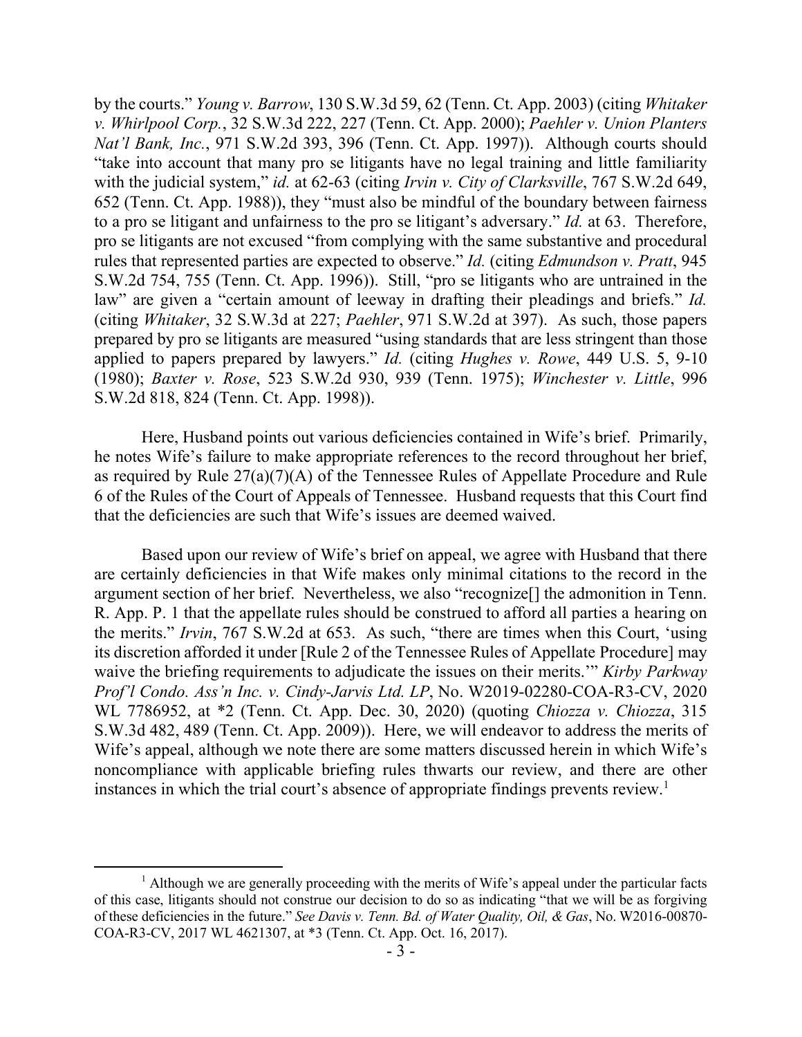by the courts." *Young v. Barrow*, 130 S.W.3d 59, 62 (Tenn. Ct. App. 2003) (citing *Whitaker v. Whirlpool Corp.*, 32 S.W.3d 222, 227 (Tenn. Ct. App. 2000); *Paehler v. Union Planters Nat'l Bank, Inc.*, 971 S.W.2d 393, 396 (Tenn. Ct. App. 1997)). Although courts should "take into account that many pro se litigants have no legal training and little familiarity with the judicial system," *id.* at 62-63 (citing *Irvin v. City of Clarksville*, 767 S.W.2d 649, 652 (Tenn. Ct. App. 1988)), they "must also be mindful of the boundary between fairness to a pro se litigant and unfairness to the pro se litigant's adversary." *Id.* at 63. Therefore, pro se litigants are not excused "from complying with the same substantive and procedural rules that represented parties are expected to observe." *Id.* (citing *Edmundson v. Pratt*, 945 S.W.2d 754, 755 (Tenn. Ct. App. 1996)). Still, "pro se litigants who are untrained in the law" are given a "certain amount of leeway in drafting their pleadings and briefs." *Id.* (citing *Whitaker*, 32 S.W.3d at 227; *Paehler*, 971 S.W.2d at 397). As such, those papers prepared by pro se litigants are measured "using standards that are less stringent than those applied to papers prepared by lawyers." *Id.* (citing *Hughes v. Rowe*, 449 U.S. 5, 9-10 (1980); *Baxter v. Rose*, 523 S.W.2d 930, 939 (Tenn. 1975); *Winchester v. Little*, 996 S.W.2d 818, 824 (Tenn. Ct. App. 1998)).

Here, Husband points out various deficiencies contained in Wife's brief. Primarily, he notes Wife's failure to make appropriate references to the record throughout her brief, as required by Rule 27(a)(7)(A) of the Tennessee Rules of Appellate Procedure and Rule 6 of the Rules of the Court of Appeals of Tennessee. Husband requests that this Court find that the deficiencies are such that Wife's issues are deemed waived.

Based upon our review of Wife's brief on appeal, we agree with Husband that there are certainly deficiencies in that Wife makes only minimal citations to the record in the argument section of her brief. Nevertheless, we also "recognize[] the admonition in Tenn. R. App. P. 1 that the appellate rules should be construed to afford all parties a hearing on the merits." *Irvin*, 767 S.W.2d at 653. As such, "there are times when this Court, 'using its discretion afforded it under [Rule 2 of the Tennessee Rules of Appellate Procedure] may waive the briefing requirements to adjudicate the issues on their merits.'" *Kirby Parkway Prof'l Condo. Ass'n Inc. v. Cindy-Jarvis Ltd. LP*, No. W2019-02280-COA-R3-CV, 2020 WL 7786952, at *2 (Tenn. Ct. App. Dec. 30, 2020) (quoting *Chiozza v. Chiozza*, 315 S.W.3d 482, 489 (Tenn. Ct. App. 2009)). Here, we will endeavor to address the merits of Wife's appeal, although we note there are some matters discussed herein in which Wife's noncompliance with applicable briefing rules thwarts our review, and there are other instances in which the trial court's absence of appropriate findings prevents review.[1]

---

[1] Although we are generally proceeding with the merits of Wife's appeal under the particular facts of this case, litigants should not construe our decision to do so as indicating "that we will be as forgiving of these deficiencies in the future." *See Davis v. Tenn. Bd. of Water Quality, Oil, & Gas*, No. W2016-00870-COA-R3-CV, 2017 WL 4621307, at *3 (Tenn. Ct. App. Oct. 16, 2017).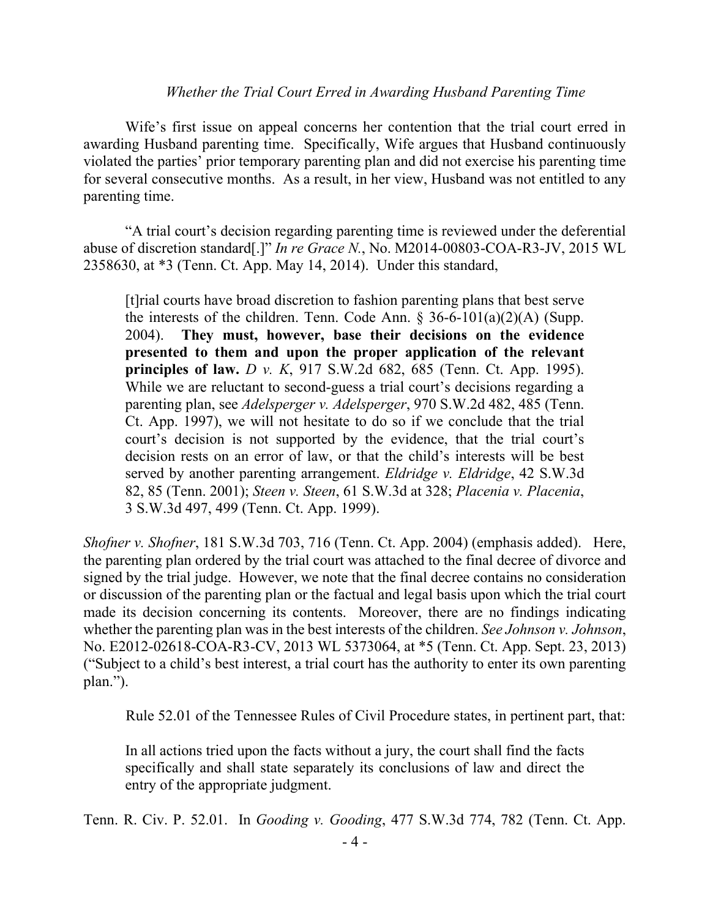*Whether the Trial Court Erred in Awarding Husband Parenting Time*

Wife's first issue on appeal concerns her contention that the trial court erred in awarding Husband parenting time. Specifically, Wife argues that Husband continuously violated the parties' prior temporary parenting plan and did not exercise his parenting time for several consecutive months. As a result, in her view, Husband was not entitled to any parenting time.

"A trial court's decision regarding parenting time is reviewed under the deferential abuse of discretion standard[.]" *In re Grace N.*, No. M2014-00803-COA-R3-JV, 2015 WL 2358630, at *3 (Tenn. Ct. App. May 14, 2014). Under this standard,

> [t]rial courts have broad discretion to fashion parenting plans that best serve the interests of the children. Tenn. Code Ann. § 36-6-101(a)(2)(A) (Supp. 2004). **They must, however, base their decisions on the evidence presented to them and upon the proper application of the relevant principles of law.** *D v. K*, 917 S.W.2d 682, 685 (Tenn. Ct. App. 1995). While we are reluctant to second-guess a trial court's decisions regarding a parenting plan, see *Adelsperger v. Adelsperger*, 970 S.W.2d 482, 485 (Tenn. Ct. App. 1997), we will not hesitate to do so if we conclude that the trial court's decision is not supported by the evidence, that the trial court's decision rests on an error of law, or that the child's interests will be best served by another parenting arrangement. *Eldridge v. Eldridge*, 42 S.W.3d 82, 85 (Tenn. 2001); *Steen v. Steen*, 61 S.W.3d at 328; *Placenia v. Placenia*, 3 S.W.3d 497, 499 (Tenn. Ct. App. 1999).

*Shofner v. Shofner*, 181 S.W.3d 703, 716 (Tenn. Ct. App. 2004) (emphasis added). Here, the parenting plan ordered by the trial court was attached to the final decree of divorce and signed by the trial judge. However, we note that the final decree contains no consideration or discussion of the parenting plan or the factual and legal basis upon which the trial court made its decision concerning its contents. Moreover, there are no findings indicating whether the parenting plan was in the best interests of the children. *See Johnson v. Johnson*, No. E2012-02618-COA-R3-CV, 2013 WL 5373064, at *5 (Tenn. Ct. App. Sept. 23, 2013) ("Subject to a child's best interest, a trial court has the authority to enter its own parenting plan.").

Rule 52.01 of the Tennessee Rules of Civil Procedure states, in pertinent part, that:

> In all actions tried upon the facts without a jury, the court shall find the facts specifically and shall state separately its conclusions of law and direct the entry of the appropriate judgment.

Tenn. R. Civ. P. 52.01. In *Gooding v. Gooding*, 477 S.W.3d 774, 782 (Tenn. Ct. App.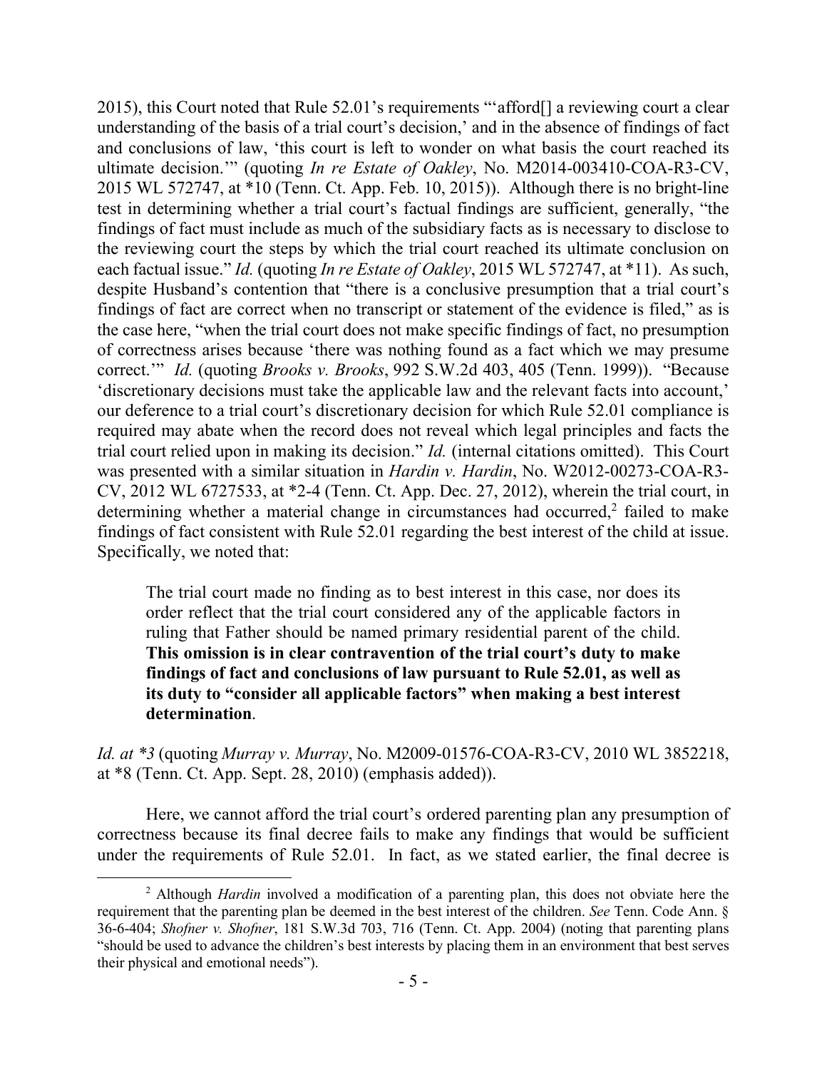2015), this Court noted that Rule 52.01's requirements "'afford[] a reviewing court a clear understanding of the basis of a trial court's decision,' and in the absence of findings of fact and conclusions of law, 'this court is left to wonder on what basis the court reached its ultimate decision.'" (quoting *In re Estate of Oakley*, No. M2014-003410-COA-R3-CV, 2015 WL 572747, at *10 (Tenn. Ct. App. Feb. 10, 2015)). Although there is no bright-line test in determining whether a trial court's factual findings are sufficient, generally, "the findings of fact must include as much of the subsidiary facts as is necessary to disclose to the reviewing court the steps by which the trial court reached its ultimate conclusion on each factual issue." *Id.* (quoting *In re Estate of Oakley*, 2015 WL 572747, at *11). As such, despite Husband's contention that "there is a conclusive presumption that a trial court's findings of fact are correct when no transcript or statement of the evidence is filed," as is the case here, "when the trial court does not make specific findings of fact, no presumption of correctness arises because 'there was nothing found as a fact which we may presume correct.'" *Id.* (quoting *Brooks v. Brooks*, 992 S.W.2d 403, 405 (Tenn. 1999)). "Because 'discretionary decisions must take the applicable law and the relevant facts into account,' our deference to a trial court's discretionary decision for which Rule 52.01 compliance is required may abate when the record does not reveal which legal principles and facts the trial court relied upon in making its decision." *Id.* (internal citations omitted). This Court was presented with a similar situation in *Hardin v. Hardin*, No. W2012-00273-COA-R3-CV, 2012 WL 6727533, at *2-4 (Tenn. Ct. App. Dec. 27, 2012), wherein the trial court, in determining whether a material change in circumstances had occurred,[2] failed to make findings of fact consistent with Rule 52.01 regarding the best interest of the child at issue. Specifically, we noted that:

> The trial court made no finding as to best interest in this case, nor does its order reflect that the trial court considered any of the applicable factors in ruling that Father should be named primary residential parent of the child. **This omission is in clear contravention of the trial court's duty to make findings of fact and conclusions of law pursuant to Rule 52.01, as well as its duty to "consider all applicable factors" when making a best interest determination**.

*Id. at *3* (quoting *Murray v. Murray*, No. M2009-01576-COA-R3-CV, 2010 WL 3852218, at *8 (Tenn. Ct. App. Sept. 28, 2010) (emphasis added)).

Here, we cannot afford the trial court's ordered parenting plan any presumption of correctness because its final decree fails to make any findings that would be sufficient under the requirements of Rule 52.01. In fact, as we stated earlier, the final decree is

---

[2] Although *Hardin* involved a modification of a parenting plan, this does not obviate here the requirement that the parenting plan be deemed in the best interest of the children. *See* Tenn. Code Ann. § 36-6-404; *Shofner v. Shofner*, 181 S.W.3d 703, 716 (Tenn. Ct. App. 2004) (noting that parenting plans "should be used to advance the children's best interests by placing them in an environment that best serves their physical and emotional needs").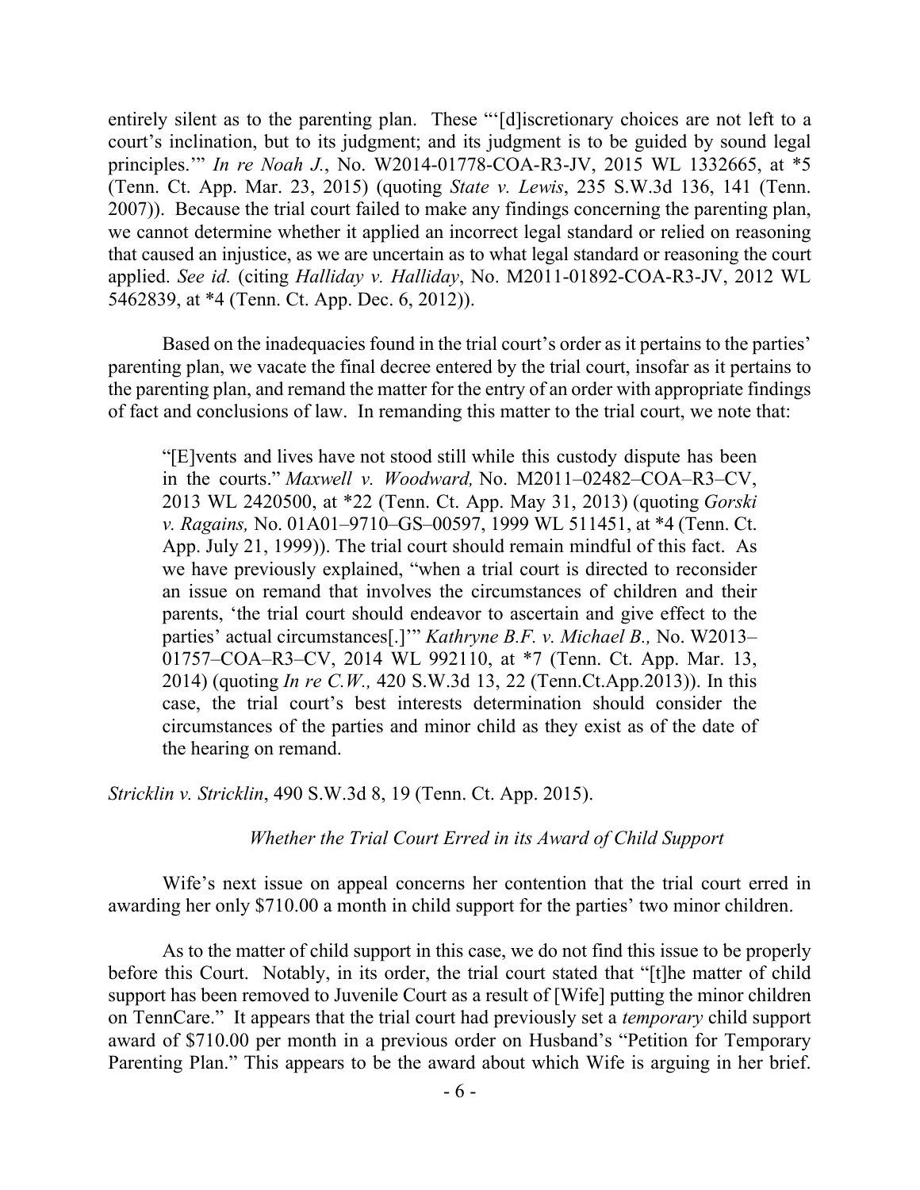entirely silent as to the parenting plan. These "'[d]iscretionary choices are not left to a court's inclination, but to its judgment; and its judgment is to be guided by sound legal principles.'" *In re Noah J.*, No. W2014-01778-COA-R3-JV, 2015 WL 1332665, at *5 (Tenn. Ct. App. Mar. 23, 2015) (quoting *State v. Lewis*, 235 S.W.3d 136, 141 (Tenn. 2007)). Because the trial court failed to make any findings concerning the parenting plan, we cannot determine whether it applied an incorrect legal standard or relied on reasoning that caused an injustice, as we are uncertain as to what legal standard or reasoning the court applied. *See id.* (citing *Halliday v. Halliday*, No. M2011-01892-COA-R3-JV, 2012 WL 5462839, at *4 (Tenn. Ct. App. Dec. 6, 2012)).

Based on the inadequacies found in the trial court's order as it pertains to the parties' parenting plan, we vacate the final decree entered by the trial court, insofar as it pertains to the parenting plan, and remand the matter for the entry of an order with appropriate findings of fact and conclusions of law. In remanding this matter to the trial court, we note that:

> "[E]vents and lives have not stood still while this custody dispute has been in the courts." *Maxwell v. Woodward,* No. M2011–02482–COA–R3–CV, 2013 WL 2420500, at *22 (Tenn. Ct. App. May 31, 2013) (quoting *Gorski v. Ragains,* No. 01A01–9710–GS–00597, 1999 WL 511451, at *4 (Tenn. Ct. App. July 21, 1999)). The trial court should remain mindful of this fact. As we have previously explained, "when a trial court is directed to reconsider an issue on remand that involves the circumstances of children and their parents, 'the trial court should endeavor to ascertain and give effect to the parties' actual circumstances[.]'" *Kathryne B.F. v. Michael B.,* No. W2013–01757–COA–R3–CV, 2014 WL 992110, at *7 (Tenn. Ct. App. Mar. 13, 2014) (quoting *In re C.W.,* 420 S.W.3d 13, 22 (Tenn.Ct.App.2013)). In this case, the trial court's best interests determination should consider the circumstances of the parties and minor child as they exist as of the date of the hearing on remand.

*Stricklin v. Stricklin*, 490 S.W.3d 8, 19 (Tenn. Ct. App. 2015).

### *Whether the Trial Court Erred in its Award of Child Support*

Wife's next issue on appeal concerns her contention that the trial court erred in awarding her only $710.00 a month in child support for the parties' two minor children.

As to the matter of child support in this case, we do not find this issue to be properly before this Court. Notably, in its order, the trial court stated that "[t]he matter of child support has been removed to Juvenile Court as a result of [Wife] putting the minor children on TennCare." It appears that the trial court had previously set a *temporary* child support award of $710.00 per month in a previous order on Husband's "Petition for Temporary Parenting Plan." This appears to be the award about which Wife is arguing in her brief.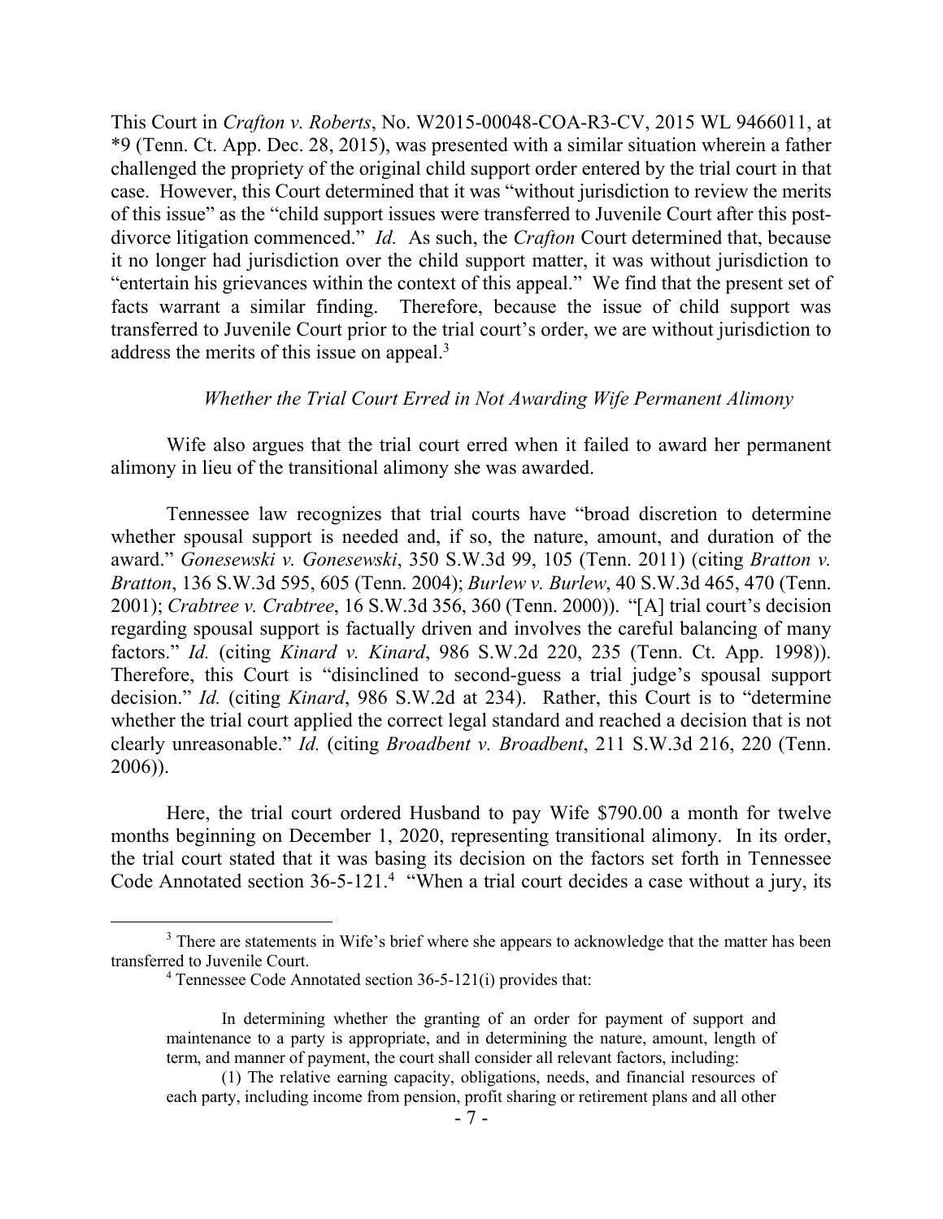This Court in *Crafton v. Roberts*, No. W2015-00048-COA-R3-CV, 2015 WL 9466011, at *9 (Tenn. Ct. App. Dec. 28, 2015), was presented with a similar situation wherein a father challenged the propriety of the original child support order entered by the trial court in that case. However, this Court determined that it was "without jurisdiction to review the merits of this issue" as the "child support issues were transferred to Juvenile Court after this post-divorce litigation commenced." *Id.* As such, the *Crafton* Court determined that, because it no longer had jurisdiction over the child support matter, it was without jurisdiction to "entertain his grievances within the context of this appeal." We find that the present set of facts warrant a similar finding. Therefore, because the issue of child support was transferred to Juvenile Court prior to the trial court's order, we are without jurisdiction to address the merits of this issue on appeal.[3]

*Whether the Trial Court Erred in Not Awarding Wife Permanent Alimony*

Wife also argues that the trial court erred when it failed to award her permanent alimony in lieu of the transitional alimony she was awarded.

Tennessee law recognizes that trial courts have "broad discretion to determine whether spousal support is needed and, if so, the nature, amount, and duration of the award." *Gonesewski v. Gonesewski*, 350 S.W.3d 99, 105 (Tenn. 2011) (citing *Bratton v. Bratton*, 136 S.W.3d 595, 605 (Tenn. 2004); *Burlew v. Burlew*, 40 S.W.3d 465, 470 (Tenn. 2001); *Crabtree v. Crabtree*, 16 S.W.3d 356, 360 (Tenn. 2000)). "[A] trial court's decision regarding spousal support is factually driven and involves the careful balancing of many factors." *Id.* (citing *Kinard v. Kinard*, 986 S.W.2d 220, 235 (Tenn. Ct. App. 1998)). Therefore, this Court is "disinclined to second-guess a trial judge's spousal support decision." *Id.* (citing *Kinard*, 986 S.W.2d at 234). Rather, this Court is to "determine whether the trial court applied the correct legal standard and reached a decision that is not clearly unreasonable." *Id.* (citing *Broadbent v. Broadbent*, 211 S.W.3d 216, 220 (Tenn. 2006)).

Here, the trial court ordered Husband to pay Wife $790.00 a month for twelve months beginning on December 1, 2020, representing transitional alimony. In its order, the trial court stated that it was basing its decision on the factors set forth in Tennessee Code Annotated section 36-5-121.[4] "When a trial court decides a case without a jury, its

---

[3] There are statements in Wife's brief where she appears to acknowledge that the matter has been transferred to Juvenile Court.

[4] Tennessee Code Annotated section 36-5-121(i) provides that:

> In determining whether the granting of an order for payment of support and maintenance to a party is appropriate, and in determining the nature, amount, length of term, and manner of payment, the court shall consider all relevant factors, including:
>
> (1) The relative earning capacity, obligations, needs, and financial resources of each party, including income from pension, profit sharing or retirement plans and all other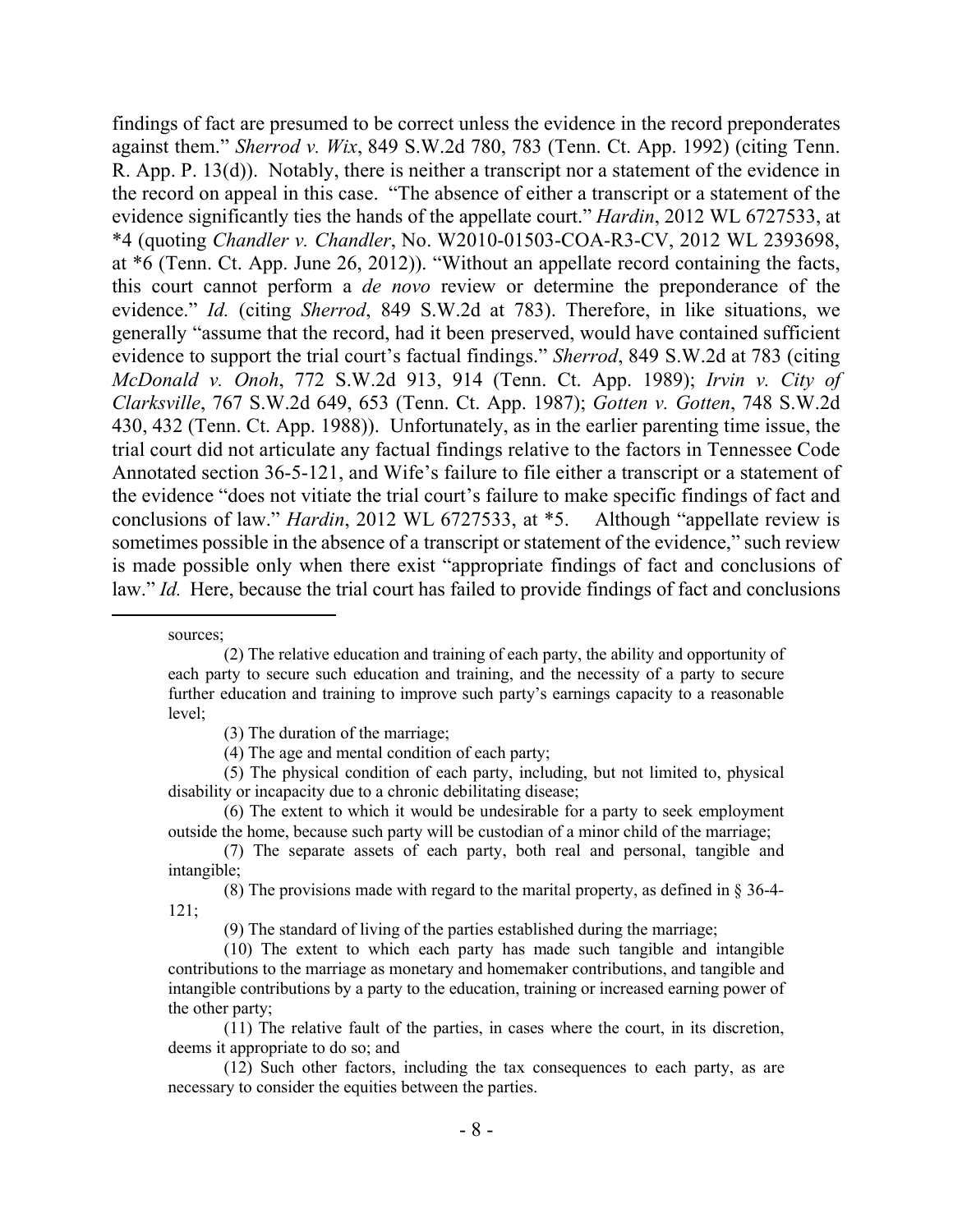findings of fact are presumed to be correct unless the evidence in the record preponderates against them." *Sherrod v. Wix*, 849 S.W.2d 780, 783 (Tenn. Ct. App. 1992) (citing Tenn. R. App. P. 13(d)). Notably, there is neither a transcript nor a statement of the evidence in the record on appeal in this case. "The absence of either a transcript or a statement of the evidence significantly ties the hands of the appellate court." *Hardin*, 2012 WL 6727533, at *4 (quoting *Chandler v. Chandler*, No. W2010-01503-COA-R3-CV, 2012 WL 2393698, at *6 (Tenn. Ct. App. June 26, 2012)). "Without an appellate record containing the facts, this court cannot perform a *de novo* review or determine the preponderance of the evidence." *Id.* (citing *Sherrod*, 849 S.W.2d at 783). Therefore, in like situations, we generally "assume that the record, had it been preserved, would have contained sufficient evidence to support the trial court's factual findings." *Sherrod*, 849 S.W.2d at 783 (citing *McDonald v. Onoh*, 772 S.W.2d 913, 914 (Tenn. Ct. App. 1989); *Irvin v. City of Clarksville*, 767 S.W.2d 649, 653 (Tenn. Ct. App. 1987); *Gotten v. Gotten*, 748 S.W.2d 430, 432 (Tenn. Ct. App. 1988)). Unfortunately, as in the earlier parenting time issue, the trial court did not articulate any factual findings relative to the factors in Tennessee Code Annotated section 36-5-121, and Wife's failure to file either a transcript or a statement of the evidence "does not vitiate the trial court's failure to make specific findings of fact and conclusions of law." *Hardin*, 2012 WL 6727533, at *5. Although "appellate review is sometimes possible in the absence of a transcript or statement of the evidence," such review is made possible only when there exist "appropriate findings of fact and conclusions of law." *Id.* Here, because the trial court has failed to provide findings of fact and conclusions

---

sources;

(2) The relative education and training of each party, the ability and opportunity of each party to secure such education and training, and the necessity of a party to secure further education and training to improve such party's earnings capacity to a reasonable level;

(3) The duration of the marriage;

(4) The age and mental condition of each party;

(5) The physical condition of each party, including, but not limited to, physical disability or incapacity due to a chronic debilitating disease;

(6) The extent to which it would be undesirable for a party to seek employment outside the home, because such party will be custodian of a minor child of the marriage;

(7) The separate assets of each party, both real and personal, tangible and intangible;

(8) The provisions made with regard to the marital property, as defined in § 36-4-121;

(9) The standard of living of the parties established during the marriage;

(10) The extent to which each party has made such tangible and intangible contributions to the marriage as monetary and homemaker contributions, and tangible and intangible contributions by a party to the education, training or increased earning power of the other party;

(11) The relative fault of the parties, in cases where the court, in its discretion, deems it appropriate to do so; and

(12) Such other factors, including the tax consequences to each party, as are necessary to consider the equities between the parties.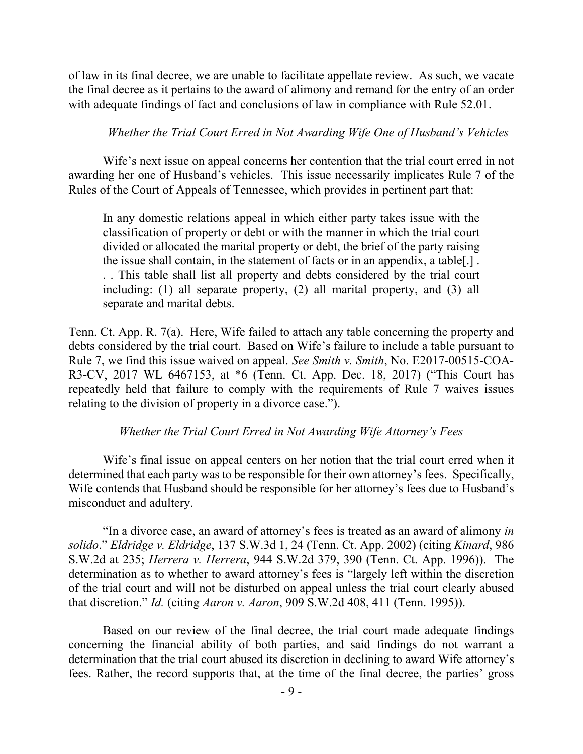of law in its final decree, we are unable to facilitate appellate review. As such, we vacate the final decree as it pertains to the award of alimony and remand for the entry of an order with adequate findings of fact and conclusions of law in compliance with Rule 52.01.

*Whether the Trial Court Erred in Not Awarding Wife One of Husband's Vehicles*

Wife's next issue on appeal concerns her contention that the trial court erred in not awarding her one of Husband's vehicles. This issue necessarily implicates Rule 7 of the Rules of the Court of Appeals of Tennessee, which provides in pertinent part that:

> In any domestic relations appeal in which either party takes issue with the classification of property or debt or with the manner in which the trial court divided or allocated the marital property or debt, the brief of the party raising the issue shall contain, in the statement of facts or in an appendix, a table[.] . . . This table shall list all property and debts considered by the trial court including: (1) all separate property, (2) all marital property, and (3) all separate and marital debts.

Tenn. Ct. App. R. 7(a). Here, Wife failed to attach any table concerning the property and debts considered by the trial court. Based on Wife's failure to include a table pursuant to Rule 7, we find this issue waived on appeal. *See Smith v. Smith*, No. E2017-00515-COA-R3-CV, 2017 WL 6467153, at *6 (Tenn. Ct. App. Dec. 18, 2017) ("This Court has repeatedly held that failure to comply with the requirements of Rule 7 waives issues relating to the division of property in a divorce case.").

*Whether the Trial Court Erred in Not Awarding Wife Attorney's Fees*

Wife's final issue on appeal centers on her notion that the trial court erred when it determined that each party was to be responsible for their own attorney's fees. Specifically, Wife contends that Husband should be responsible for her attorney's fees due to Husband's misconduct and adultery.

"In a divorce case, an award of attorney's fees is treated as an award of alimony *in solido*." *Eldridge v. Eldridge*, 137 S.W.3d 1, 24 (Tenn. Ct. App. 2002) (citing *Kinard*, 986 S.W.2d at 235; *Herrera v. Herrera*, 944 S.W.2d 379, 390 (Tenn. Ct. App. 1996)). The determination as to whether to award attorney's fees is "largely left within the discretion of the trial court and will not be disturbed on appeal unless the trial court clearly abused that discretion." *Id.* (citing *Aaron v. Aaron*, 909 S.W.2d 408, 411 (Tenn. 1995)).

Based on our review of the final decree, the trial court made adequate findings concerning the financial ability of both parties, and said findings do not warrant a determination that the trial court abused its discretion in declining to award Wife attorney's fees. Rather, the record supports that, at the time of the final decree, the parties' gross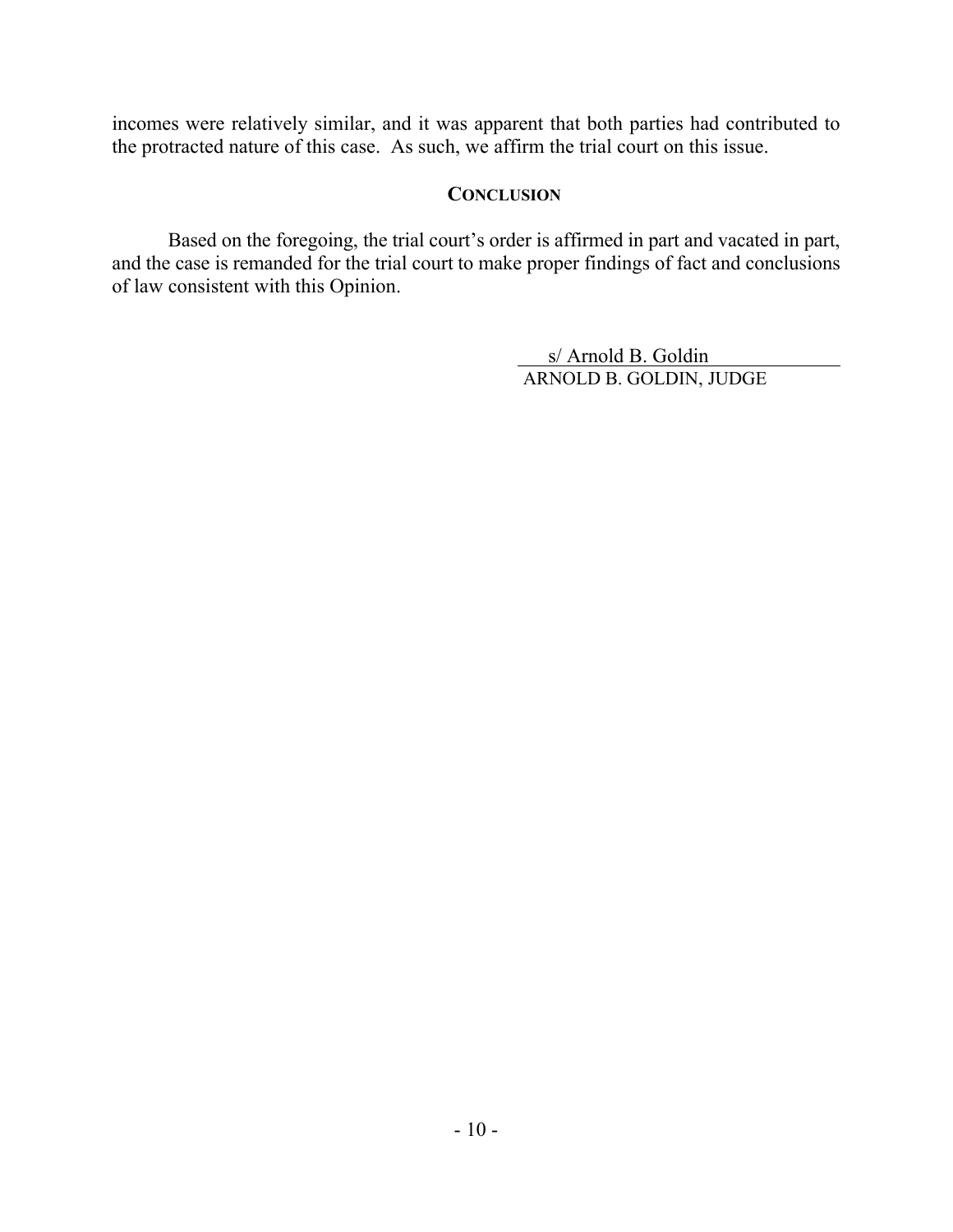incomes were relatively similar, and it was apparent that both parties had contributed to the protracted nature of this case. As such, we affirm the trial court on this issue.

## CONCLUSION

Based on the foregoing, the trial court's order is affirmed in part and vacated in part, and the case is remanded for the trial court to make proper findings of fact and conclusions of law consistent with this Opinion.

s/ Arnold B. Goldin
ARNOLD B. GOLDIN, JUDGE